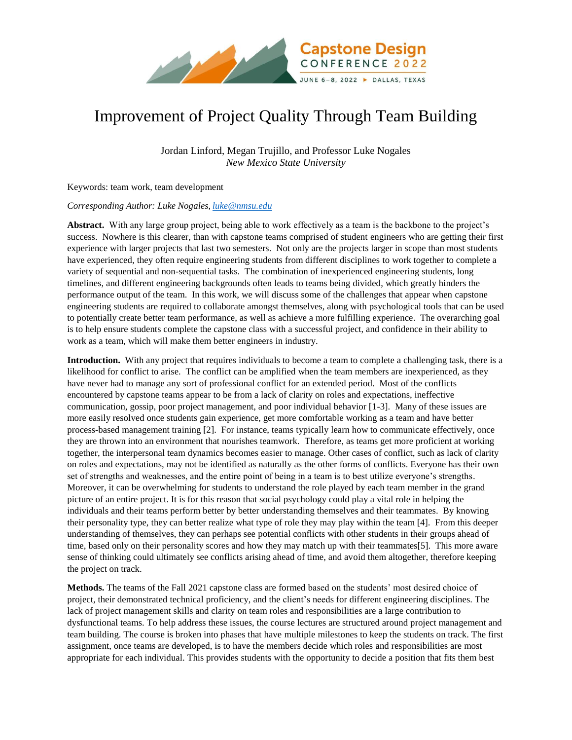# Improvement of Project Quality Through Team Building

Jordan Linford, Megan Trujillo, and Professor Luke Nogales
*New Mexico State University*

Keywords: team work, team development

*Corresponding Author: Luke Nogales, luke@nmsu.edu*

**Abstract.** With any large group project, being able to work effectively as a team is the backbone to the project's success. Nowhere is this clearer, than with capstone teams comprised of student engineers who are getting their first experience with larger projects that last two semesters. Not only are the projects larger in scope than most students have experienced, they often require engineering students from different disciplines to work together to complete a variety of sequential and non-sequential tasks. The combination of inexperienced engineering students, long timelines, and different engineering backgrounds often leads to teams being divided, which greatly hinders the performance output of the team. In this work, we will discuss some of the challenges that appear when capstone engineering students are required to collaborate amongst themselves, along with psychological tools that can be used to potentially create better team performance, as well as achieve a more fulfilling experience. The overarching goal is to help ensure students complete the capstone class with a successful project, and confidence in their ability to work as a team, which will make them better engineers in industry.

**Introduction.** With any project that requires individuals to become a team to complete a challenging task, there is a likelihood for conflict to arise. The conflict can be amplified when the team members are inexperienced, as they have never had to manage any sort of professional conflict for an extended period. Most of the conflicts encountered by capstone teams appear to be from a lack of clarity on roles and expectations, ineffective communication, gossip, poor project management, and poor individual behavior [1-3]. Many of these issues are more easily resolved once students gain experience, get more comfortable working as a team and have better process-based management training [2]. For instance, teams typically learn how to communicate effectively, once they are thrown into an environment that nourishes teamwork. Therefore, as teams get more proficient at working together, the interpersonal team dynamics becomes easier to manage. Other cases of conflict, such as lack of clarity on roles and expectations, may not be identified as naturally as the other forms of conflicts. Everyone has their own set of strengths and weaknesses, and the entire point of being in a team is to best utilize everyone's strengths. Moreover, it can be overwhelming for students to understand the role played by each team member in the grand picture of an entire project. It is for this reason that social psychology could play a vital role in helping the individuals and their teams perform better by better understanding themselves and their teammates. By knowing their personality type, they can better realize what type of role they may play within the team [4]. From this deeper understanding of themselves, they can perhaps see potential conflicts with other students in their groups ahead of time, based only on their personality scores and how they may match up with their teammates[5]. This more aware sense of thinking could ultimately see conflicts arising ahead of time, and avoid them altogether, therefore keeping the project on track.

**Methods.** The teams of the Fall 2021 capstone class are formed based on the students' most desired choice of project, their demonstrated technical proficiency, and the client's needs for different engineering disciplines. The lack of project management skills and clarity on team roles and responsibilities are a large contribution to dysfunctional teams. To help address these issues, the course lectures are structured around project management and team building. The course is broken into phases that have multiple milestones to keep the students on track. The first assignment, once teams are developed, is to have the members decide which roles and responsibilities are most appropriate for each individual. This provides students with the opportunity to decide a position that fits them best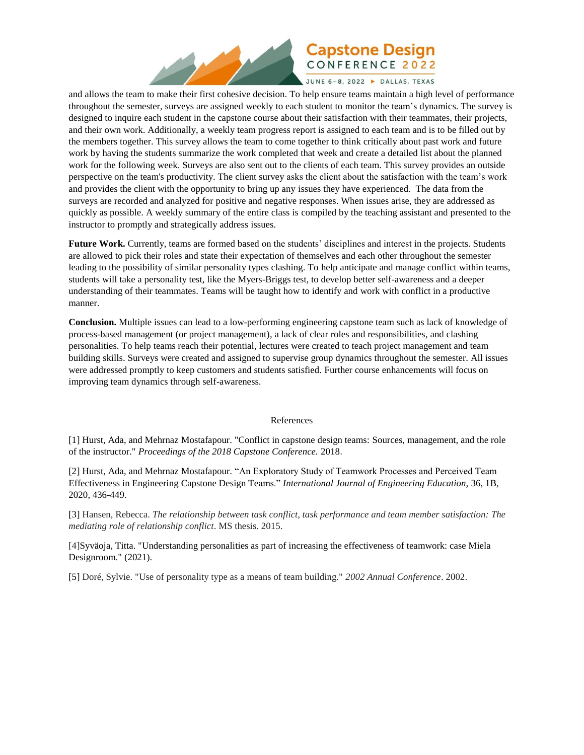and allows the team to make their first cohesive decision. To help ensure teams maintain a high level of performance throughout the semester, surveys are assigned weekly to each student to monitor the team's dynamics. The survey is designed to inquire each student in the capstone course about their satisfaction with their teammates, their projects, and their own work. Additionally, a weekly team progress report is assigned to each team and is to be filled out by the members together. This survey allows the team to come together to think critically about past work and future work by having the students summarize the work completed that week and create a detailed list about the planned work for the following week. Surveys are also sent out to the clients of each team. This survey provides an outside perspective on the team's productivity. The client survey asks the client about the satisfaction with the team's work and provides the client with the opportunity to bring up any issues they have experienced. The data from the surveys are recorded and analyzed for positive and negative responses. When issues arise, they are addressed as quickly as possible. A weekly summary of the entire class is compiled by the teaching assistant and presented to the instructor to promptly and strategically address issues.

**Future Work.** Currently, teams are formed based on the students' disciplines and interest in the projects. Students are allowed to pick their roles and state their expectation of themselves and each other throughout the semester leading to the possibility of similar personality types clashing. To help anticipate and manage conflict within teams, students will take a personality test, like the Myers-Briggs test, to develop better self-awareness and a deeper understanding of their teammates. Teams will be taught how to identify and work with conflict in a productive manner.

**Conclusion.** Multiple issues can lead to a low-performing engineering capstone team such as lack of knowledge of process-based management (or project management), a lack of clear roles and responsibilities, and clashing personalities. To help teams reach their potential, lectures were created to teach project management and team building skills. Surveys were created and assigned to supervise group dynamics throughout the semester. All issues were addressed promptly to keep customers and students satisfied. Further course enhancements will focus on improving team dynamics through self-awareness.

## References

[1] Hurst, Ada, and Mehrnaz Mostafapour. "Conflict in capstone design teams: Sources, management, and the role of the instructor." *Proceedings of the 2018 Capstone Conference.* 2018.

[2] Hurst, Ada, and Mehrnaz Mostafapour. "An Exploratory Study of Teamwork Processes and Perceived Team Effectiveness in Engineering Capstone Design Teams." *International Journal of Engineering Education,* 36, 1B, 2020, 436-449.

[3] Hansen, Rebecca. *The relationship between task conflict, task performance and team member satisfaction: The mediating role of relationship conflict*. MS thesis. 2015.

[4]Syväoja, Titta. "Understanding personalities as part of increasing the effectiveness of teamwork: case Miela Designroom." (2021).

[5] Doré, Sylvie. "Use of personality type as a means of team building." *2002 Annual Conference*. 2002.